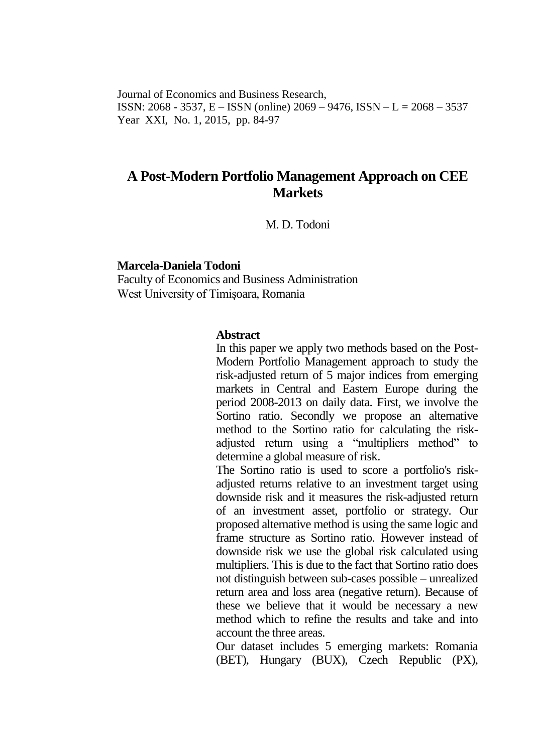# A Post-Modern Portfolio Management Approach on CEE Markets

M. D. Todoni

**Marcela-Daniela Todoni**
Faculty of Economics and Business Administration
West University of Timişoara, Romania

**Abstract**

In this paper we apply two methods based on the Post-Modern Portfolio Management approach to study the risk-adjusted return of 5 major indices from emerging markets in Central and Eastern Europe during the period 2008-2013 on daily data. First, we involve the Sortino ratio. Secondly we propose an alternative method to the Sortino ratio for calculating the risk-adjusted return using a "multipliers method" to determine a global measure of risk.

The Sortino ratio is used to score a portfolio's risk-adjusted returns relative to an investment target using downside risk and it measures the risk-adjusted return of an investment asset, portfolio or strategy. Our proposed alternative method is using the same logic and frame structure as Sortino ratio. However instead of downside risk we use the global risk calculated using multipliers. This is due to the fact that Sortino ratio does not distinguish between sub-cases possible – unrealized return area and loss area (negative return). Because of these we believe that it would be necessary a new method which to refine the results and take and into account the three areas.

Our dataset includes 5 emerging markets: Romania (BET), Hungary (BUX), Czech Republic (PX),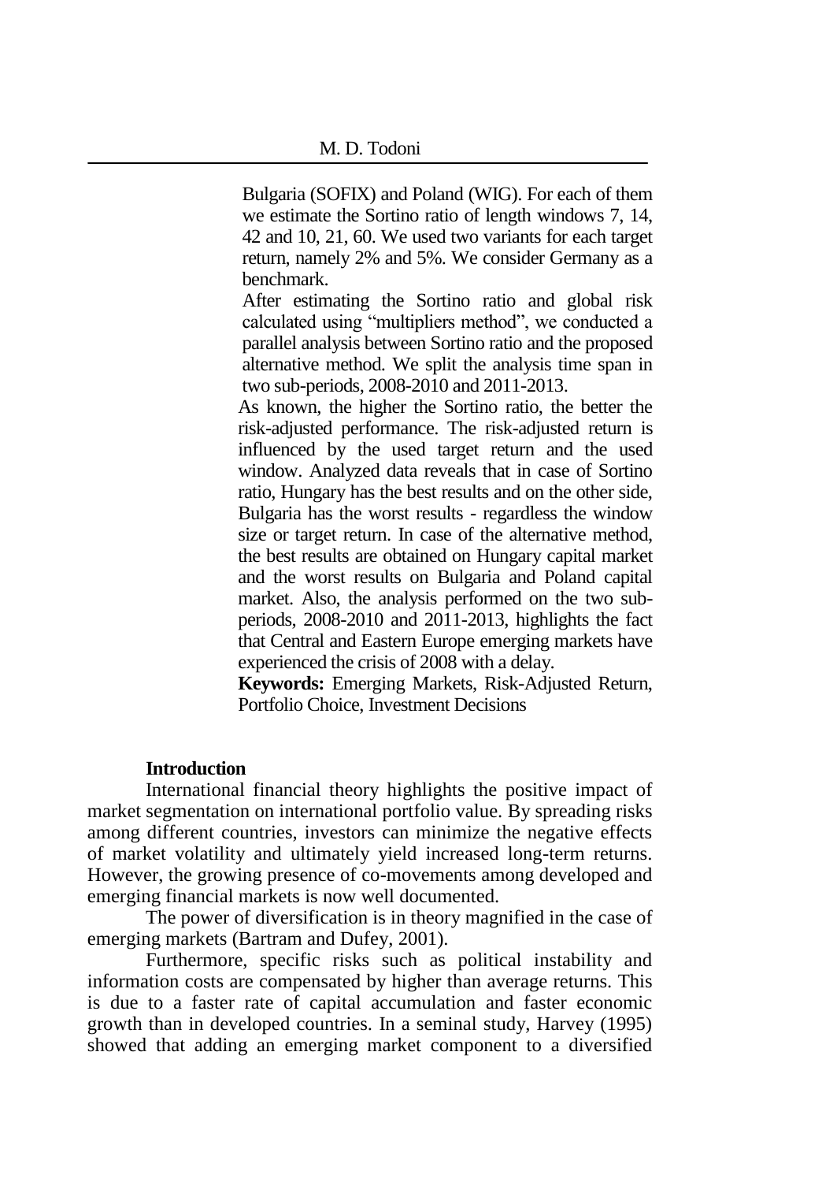Bulgaria (SOFIX) and Poland (WIG). For each of them we estimate the Sortino ratio of length windows 7, 14, 42 and 10, 21, 60. We used two variants for each target return, namely 2% and 5%. We consider Germany as a benchmark.

After estimating the Sortino ratio and global risk calculated using "multipliers method", we conducted a parallel analysis between Sortino ratio and the proposed alternative method. We split the analysis time span in two sub-periods, 2008-2010 and 2011-2013.

As known, the higher the Sortino ratio, the better the risk-adjusted performance. The risk-adjusted return is influenced by the used target return and the used window. Analyzed data reveals that in case of Sortino ratio, Hungary has the best results and on the other side, Bulgaria has the worst results - regardless the window size or target return. In case of the alternative method, the best results are obtained on Hungary capital market and the worst results on Bulgaria and Poland capital market. Also, the analysis performed on the two sub-periods, 2008-2010 and 2011-2013, highlights the fact that Central and Eastern Europe emerging markets have experienced the crisis of 2008 with a delay.

**Keywords:** Emerging Markets, Risk-Adjusted Return, Portfolio Choice, Investment Decisions

## Introduction

International financial theory highlights the positive impact of market segmentation on international portfolio value. By spreading risks among different countries, investors can minimize the negative effects of market volatility and ultimately yield increased long-term returns. However, the growing presence of co-movements among developed and emerging financial markets is now well documented.

The power of diversification is in theory magnified in the case of emerging markets (Bartram and Dufey, 2001).

Furthermore, specific risks such as political instability and information costs are compensated by higher than average returns. This is due to a faster rate of capital accumulation and faster economic growth than in developed countries. In a seminal study, Harvey (1995) showed that adding an emerging market component to a diversified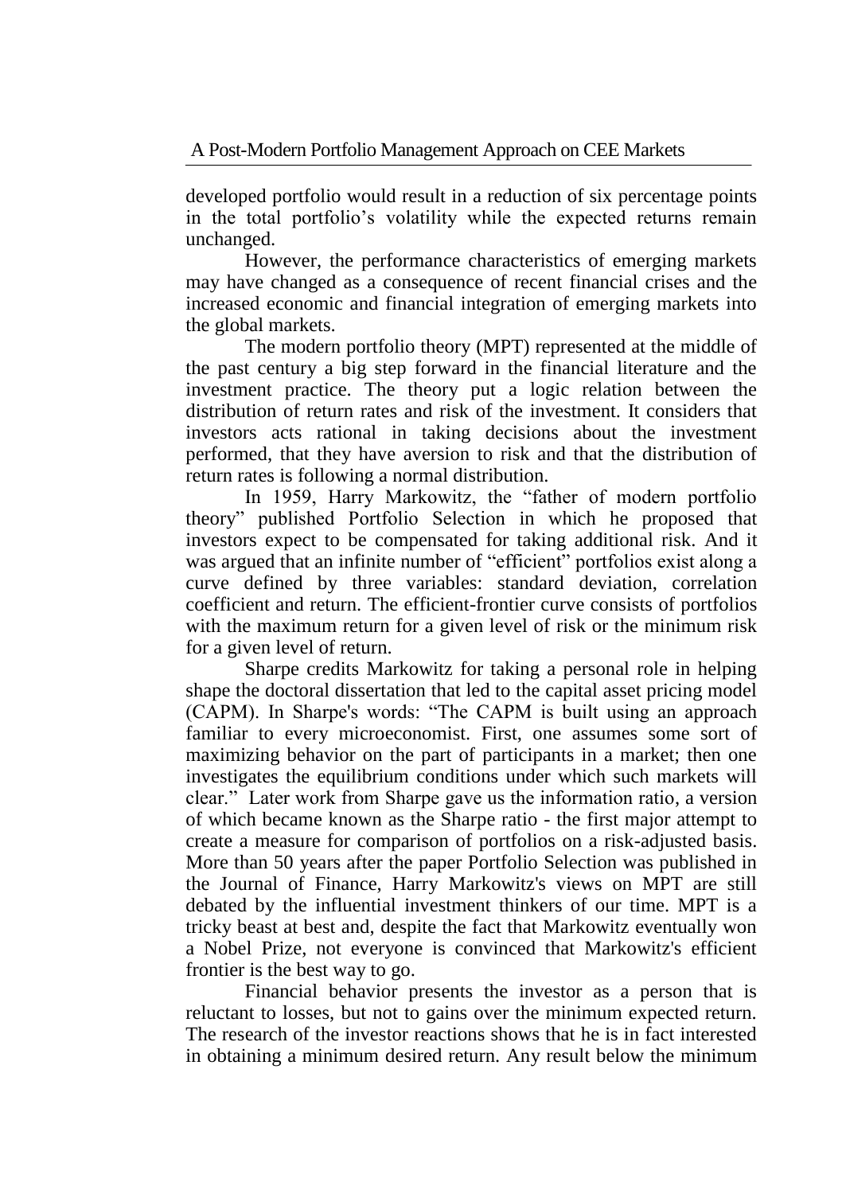developed portfolio would result in a reduction of six percentage points in the total portfolio's volatility while the expected returns remain unchanged.

However, the performance characteristics of emerging markets may have changed as a consequence of recent financial crises and the increased economic and financial integration of emerging markets into the global markets.

The modern portfolio theory (MPT) represented at the middle of the past century a big step forward in the financial literature and the investment practice. The theory put a logic relation between the distribution of return rates and risk of the investment. It considers that investors acts rational in taking decisions about the investment performed, that they have aversion to risk and that the distribution of return rates is following a normal distribution.

In 1959, Harry Markowitz, the "father of modern portfolio theory" published Portfolio Selection in which he proposed that investors expect to be compensated for taking additional risk. And it was argued that an infinite number of "efficient" portfolios exist along a curve defined by three variables: standard deviation, correlation coefficient and return. The efficient-frontier curve consists of portfolios with the maximum return for a given level of risk or the minimum risk for a given level of return.

Sharpe credits Markowitz for taking a personal role in helping shape the doctoral dissertation that led to the capital asset pricing model (CAPM). In Sharpe's words: "The CAPM is built using an approach familiar to every microeconomist. First, one assumes some sort of maximizing behavior on the part of participants in a market; then one investigates the equilibrium conditions under which such markets will clear." Later work from Sharpe gave us the information ratio, a version of which became known as the Sharpe ratio - the first major attempt to create a measure for comparison of portfolios on a risk-adjusted basis. More than 50 years after the paper Portfolio Selection was published in the Journal of Finance, Harry Markowitz's views on MPT are still debated by the influential investment thinkers of our time. MPT is a tricky beast at best and, despite the fact that Markowitz eventually won a Nobel Prize, not everyone is convinced that Markowitz's efficient frontier is the best way to go.

Financial behavior presents the investor as a person that is reluctant to losses, but not to gains over the minimum expected return. The research of the investor reactions shows that he is in fact interested in obtaining a minimum desired return. Any result below the minimum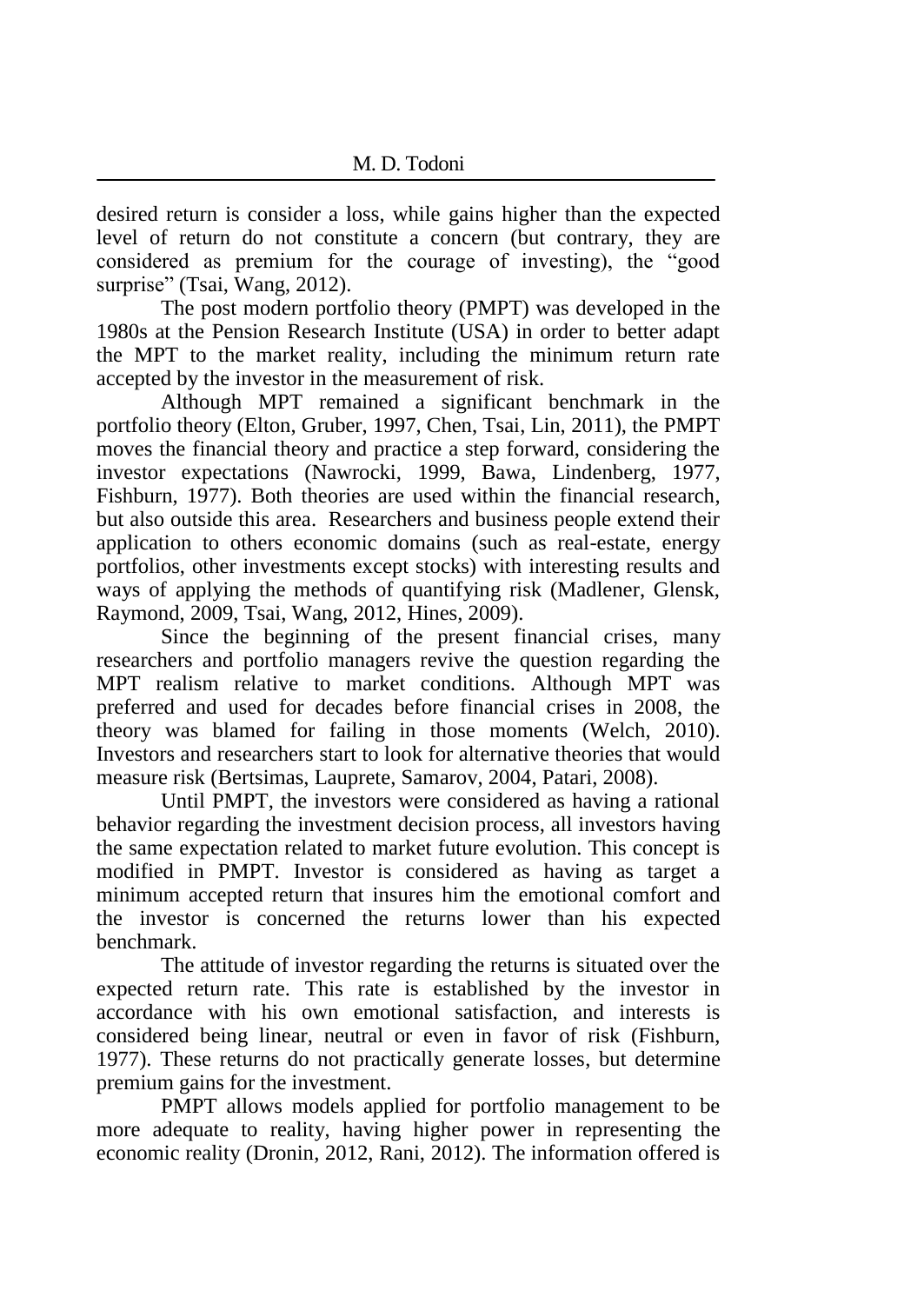desired return is consider a loss, while gains higher than the expected level of return do not constitute a concern (but contrary, they are considered as premium for the courage of investing), the "good surprise" (Tsai, Wang, 2012).

The post modern portfolio theory (PMPT) was developed in the 1980s at the Pension Research Institute (USA) in order to better adapt the MPT to the market reality, including the minimum return rate accepted by the investor in the measurement of risk.

Although MPT remained a significant benchmark in the portfolio theory (Elton, Gruber, 1997, Chen, Tsai, Lin, 2011), the PMPT moves the financial theory and practice a step forward, considering the investor expectations (Nawrocki, 1999, Bawa, Lindenberg, 1977, Fishburn, 1977). Both theories are used within the financial research, but also outside this area. Researchers and business people extend their application to others economic domains (such as real-estate, energy portfolios, other investments except stocks) with interesting results and ways of applying the methods of quantifying risk (Madlener, Glensk, Raymond, 2009, Tsai, Wang, 2012, Hines, 2009).

Since the beginning of the present financial crises, many researchers and portfolio managers revive the question regarding the MPT realism relative to market conditions. Although MPT was preferred and used for decades before financial crises in 2008, the theory was blamed for failing in those moments (Welch, 2010). Investors and researchers start to look for alternative theories that would measure risk (Bertsimas, Lauprete, Samarov, 2004, Patari, 2008).

Until PMPT, the investors were considered as having a rational behavior regarding the investment decision process, all investors having the same expectation related to market future evolution. This concept is modified in PMPT. Investor is considered as having as target a minimum accepted return that insures him the emotional comfort and the investor is concerned the returns lower than his expected benchmark.

The attitude of investor regarding the returns is situated over the expected return rate. This rate is established by the investor in accordance with his own emotional satisfaction, and interests is considered being linear, neutral or even in favor of risk (Fishburn, 1977). These returns do not practically generate losses, but determine premium gains for the investment.

PMPT allows models applied for portfolio management to be more adequate to reality, having higher power in representing the economic reality (Dronin, 2012, Rani, 2012). The information offered is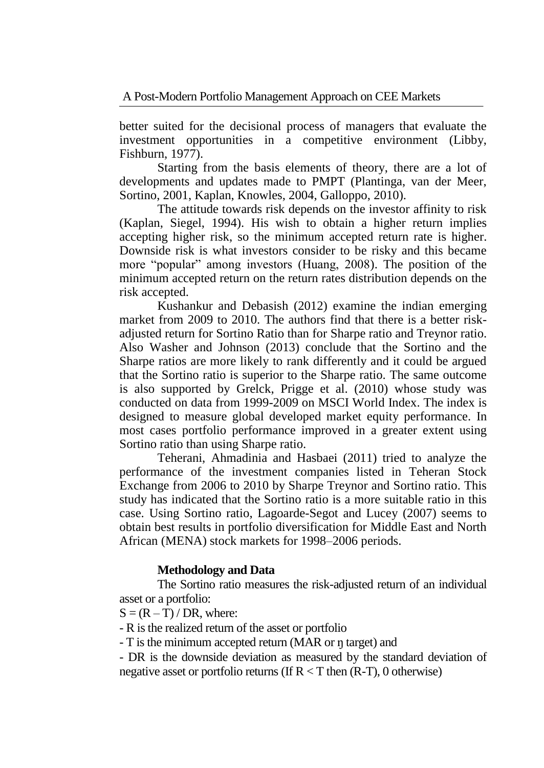better suited for the decisional process of managers that evaluate the investment opportunities in a competitive environment (Libby, Fishburn, 1977).

Starting from the basis elements of theory, there are a lot of developments and updates made to PMPT (Plantinga, van der Meer, Sortino, 2001, Kaplan, Knowles, 2004, Galloppo, 2010).

The attitude towards risk depends on the investor affinity to risk (Kaplan, Siegel, 1994). His wish to obtain a higher return implies accepting higher risk, so the minimum accepted return rate is higher. Downside risk is what investors consider to be risky and this became more "popular" among investors (Huang, 2008). The position of the minimum accepted return on the return rates distribution depends on the risk accepted.

Kushankur and Debasish (2012) examine the indian emerging market from 2009 to 2010. The authors find that there is a better risk-adjusted return for Sortino Ratio than for Sharpe ratio and Treynor ratio. Also Washer and Johnson (2013) conclude that the Sortino and the Sharpe ratios are more likely to rank differently and it could be argued that the Sortino ratio is superior to the Sharpe ratio. The same outcome is also supported by Grelck, Prigge et al. (2010) whose study was conducted on data from 1999-2009 on MSCI World Index. The index is designed to measure global developed market equity performance. In most cases portfolio performance improved in a greater extent using Sortino ratio than using Sharpe ratio.

Teherani, Ahmadinia and Hasbaei (2011) tried to analyze the performance of the investment companies listed in Teheran Stock Exchange from 2006 to 2010 by Sharpe Treynor and Sortino ratio. This study has indicated that the Sortino ratio is a more suitable ratio in this case. Using Sortino ratio, Lagoarde-Segot and Lucey (2007) seems to obtain best results in portfolio diversification for Middle East and North African (MENA) stock markets for 1998–2006 periods.

## Methodology and Data

The Sortino ratio measures the risk-adjusted return of an individual asset or a portfolio:

$S = (R - T) / DR$, where:

- R is the realized return of the asset or portfolio
- T is the minimum accepted return (MAR or ŋ target) and
- DR is the downside deviation as measured by the standard deviation of negative asset or portfolio returns (If $R < T$ then $(R-T)$, 0 otherwise)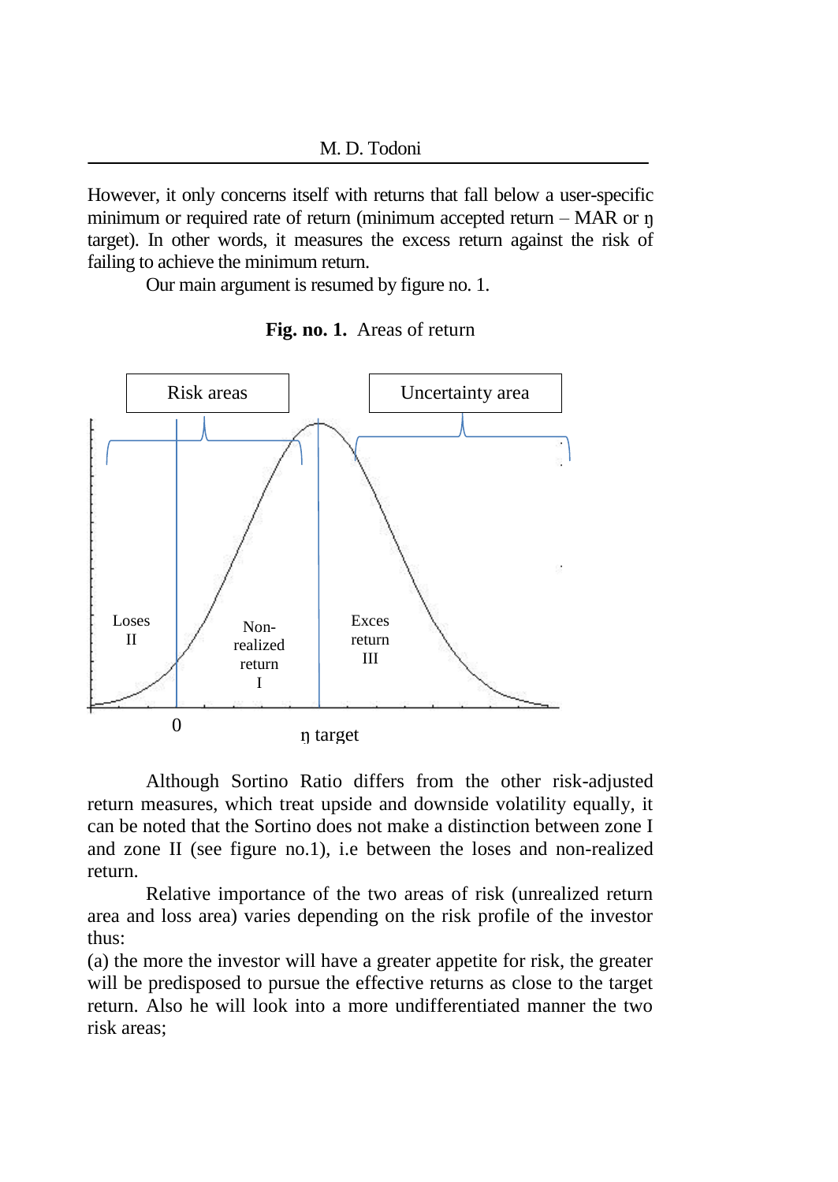However, it only concerns itself with returns that fall below a user-specific minimum or required rate of return (minimum accepted return – MAR or ŋ target). In other words, it measures the excess return against the risk of failing to achieve the minimum return.

Our main argument is resumed by figure no. 1.

**Fig. no. 1.** Areas of return

Risk areas

Uncertainty area

Loses II

Non-realized return I

Exces return III

0

ŋ target

Although Sortino Ratio differs from the other risk-adjusted return measures, which treat upside and downside volatility equally, it can be noted that the Sortino does not make a distinction between zone I and zone II (see figure no.1), i.e between the loses and non-realized return.

Relative importance of the two areas of risk (unrealized return area and loss area) varies depending on the risk profile of the investor thus:

(a) the more the investor will have a greater appetite for risk, the greater will be predisposed to pursue the effective returns as close to the target return. Also he will look into a more undifferentiated manner the two risk areas;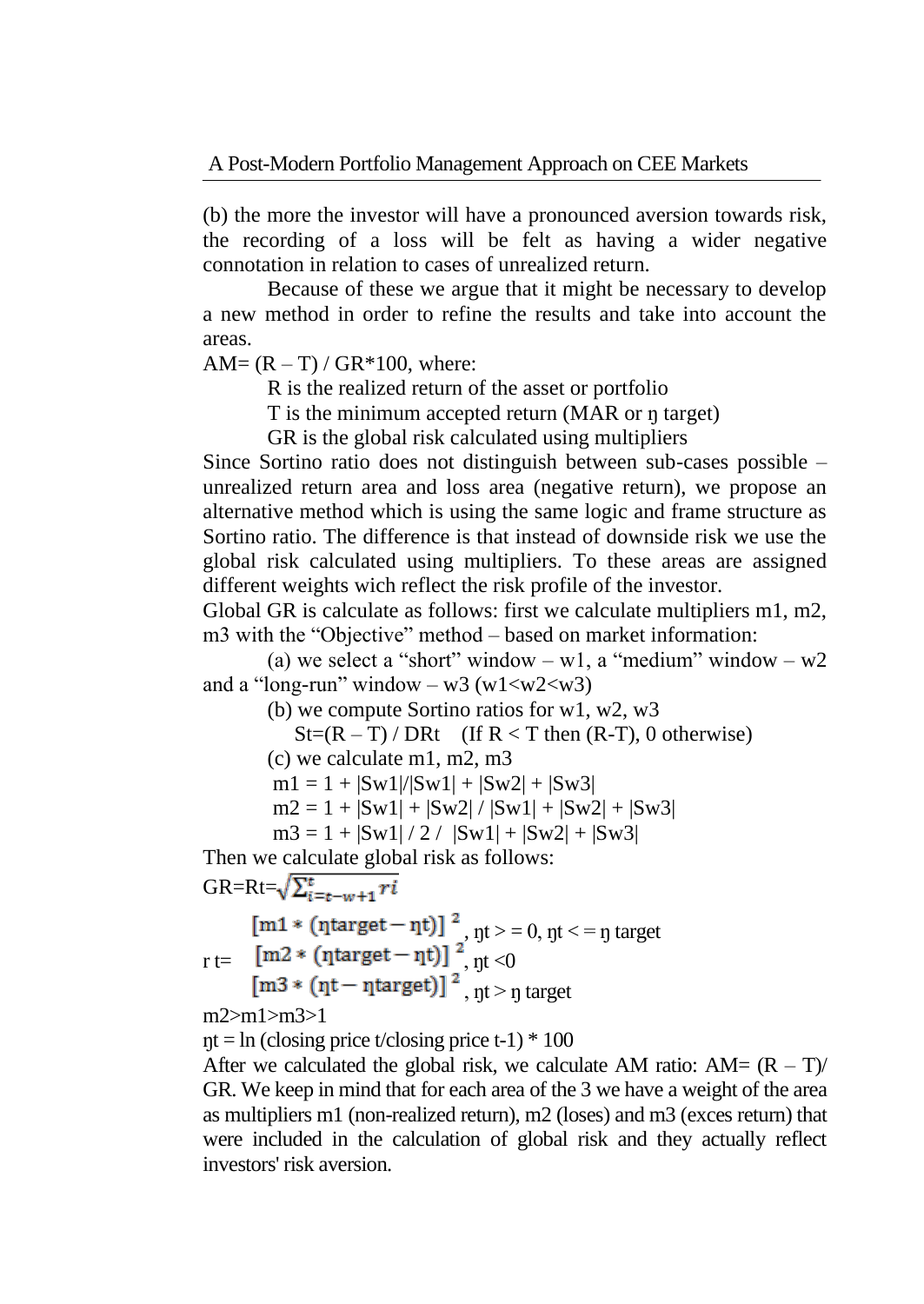(b) the more the investor will have a pronounced aversion towards risk, the recording of a loss will be felt as having a wider negative connotation in relation to cases of unrealized return.

Because of these we argue that it might be necessary to develop a new method in order to refine the results and take into account the areas.

$AM = (R - T) / GR*100$, where:

R is the realized return of the asset or portfolio

T is the minimum accepted return (MAR or ŋ target)

GR is the global risk calculated using multipliers

Since Sortino ratio does not distinguish between sub-cases possible – unrealized return area and loss area (negative return), we propose an alternative method which is using the same logic and frame structure as Sortino ratio. The difference is that instead of downside risk we use the global risk calculated using multipliers. To these areas are assigned different weights wich reflect the risk profile of the investor.

Global GR is calculate as follows: first we calculate multipliers m1, m2, m3 with the "Objective" method – based on market information:

(a) we select a "short" window – w1, a "medium" window – w2 and a "long-run" window – w3 ($w1<w2<w3$)

(b) we compute Sortino ratios for w1, w2, w3

$St=(R - T) / DRt$ (If $R < T$ then $(R-T)$, 0 otherwise)

(c) we calculate m1, m2, m3

$m1 = 1 + |Sw1|/|Sw1| + |Sw2| + |Sw3|$

$m2 = 1 + |Sw1| + |Sw2| / |Sw1| + |Sw2| + |Sw3|$

$m3 = 1 + |Sw1| / 2 / |Sw1| + |Sw2| + |Sw3|$

Then we calculate global risk as follows:

$$GR=Rt=\sqrt{\sum_{i=t-w+1}^{t} ri}$$

$$r\,t=\begin{cases}[m1*(\eta target-\eta t)]^2, & \eta t >= 0,\ \eta t <= \eta\ target\\ [m2*(\eta target-\eta t)]^2, & \eta t <0\\ [m3*(\eta t-\eta target)]^2, & \eta t > \eta\ target\end{cases}$$

$m2>m1>m3>1$

$\eta t = \ln(\text{closing price } t/\text{closing price } t\text{-}1) * 100$

After we calculated the global risk, we calculate AM ratio: $AM= (R - T)/ GR$. We keep in mind that for each area of the 3 we have a weight of the area as multipliers m1 (non-realized return), m2 (loses) and m3 (exces return) that were included in the calculation of global risk and they actually reflect investors' risk aversion.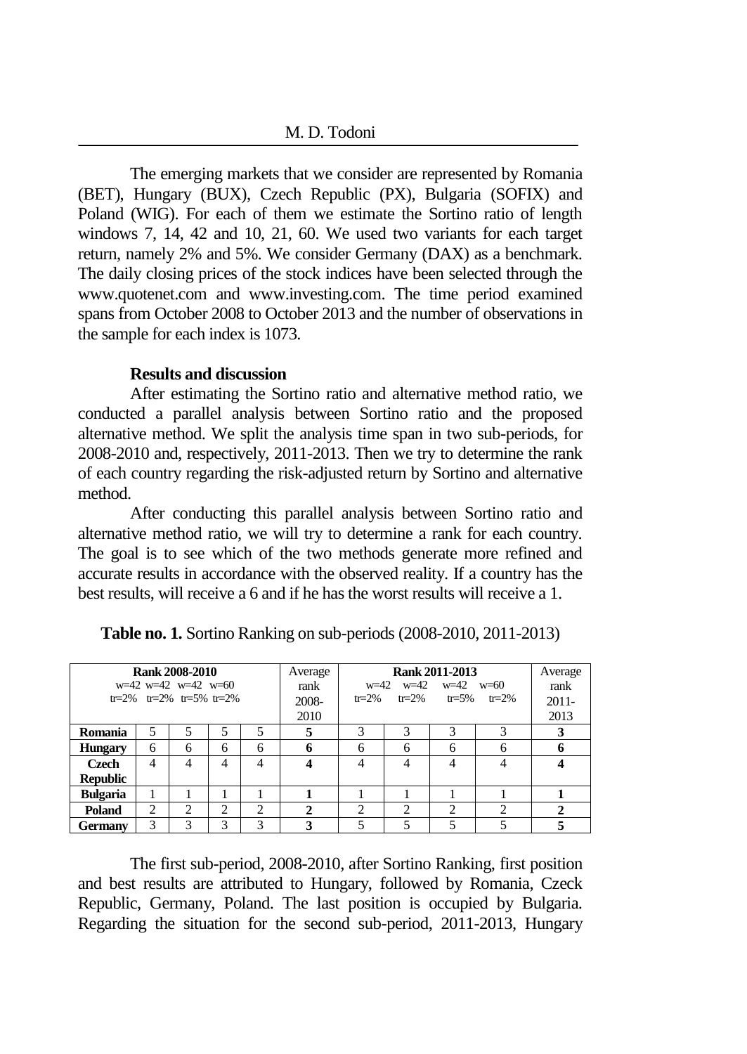The emerging markets that we consider are represented by Romania (BET), Hungary (BUX), Czech Republic (PX), Bulgaria (SOFIX) and Poland (WIG). For each of them we estimate the Sortino ratio of length windows 7, 14, 42 and 10, 21, 60. We used two variants for each target return, namely 2% and 5%. We consider Germany (DAX) as a benchmark. The daily closing prices of the stock indices have been selected through the www.quotenet.com and www.investing.com. The time period examined spans from October 2008 to October 2013 and the number of observations in the sample for each index is 1073.

### Results and discussion

After estimating the Sortino ratio and alternative method ratio, we conducted a parallel analysis between Sortino ratio and the proposed alternative method. We split the analysis time span in two sub-periods, for 2008-2010 and, respectively, 2011-2013. Then we try to determine the rank of each country regarding the risk-adjusted return by Sortino and alternative method.

After conducting this parallel analysis between Sortino ratio and alternative method ratio, we will try to determine a rank for each country. The goal is to see which of the two methods generate more refined and accurate results in accordance with the observed reality. If a country has the best results, will receive a 6 and if he has the worst results will receive a 1.

**Table no. 1.** Sortino Ranking on sub-periods (2008-2010, 2011-2013)

| | **Rank 2008-2010** | | | | Average rank 2008-2010 | **Rank 2011-2013** | | | | Average rank 2011-2013 |
|---|---|---|---|---|---|---|---|---|---|---|
| | w=42 tr=2% | w=42 tr=2% | w=42 tr=5% | w=60 tr=2% | | w=42 tr=2% | w=42 tr=2% | w=42 tr=5% | w=60 tr=2% | |
| **Romania** | 5 | 5 | 5 | 5 | **5** | 3 | 3 | 3 | 3 | **3** |
| **Hungary** | 6 | 6 | 6 | 6 | **6** | 6 | 6 | 6 | 6 | **6** |
| **Czech Republic** | 4 | 4 | 4 | 4 | **4** | 4 | 4 | 4 | 4 | **4** |
| **Bulgaria** | 1 | 1 | 1 | 1 | **1** | 1 | 1 | 1 | 1 | **1** |
| **Poland** | 2 | 2 | 2 | 2 | **2** | 2 | 2 | 2 | 2 | **2** |
| **Germany** | 3 | 3 | 3 | 3 | **3** | 5 | 5 | 5 | 5 | **5** |

The first sub-period, 2008-2010, after Sortino Ranking, first position and best results are attributed to Hungary, followed by Romania, Czeck Republic, Germany, Poland. The last position is occupied by Bulgaria. Regarding the situation for the second sub-period, 2011-2013, Hungary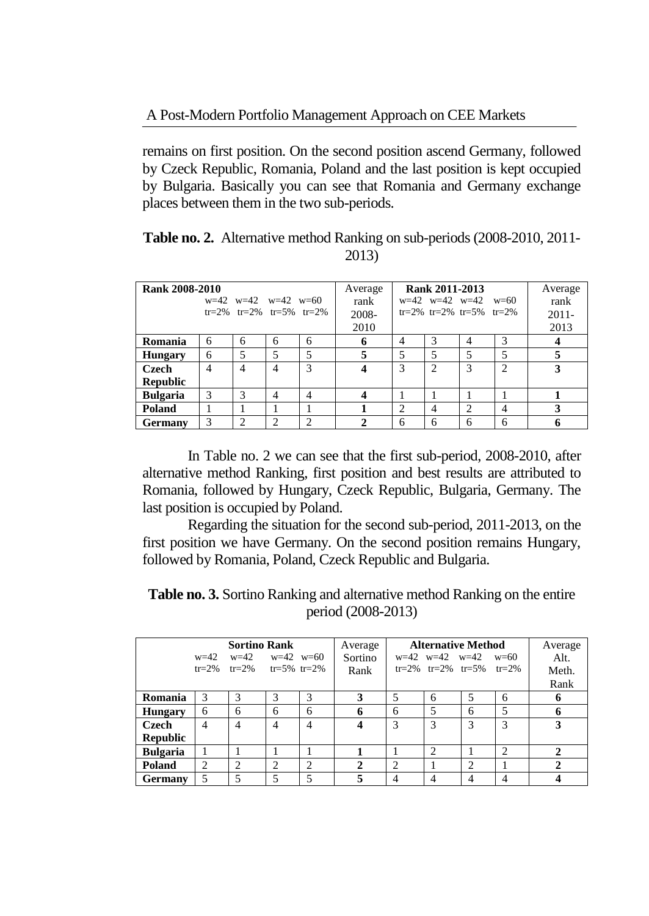remains on first position. On the second position ascend Germany, followed by Czeck Republic, Romania, Poland and the last position is kept occupied by Bulgaria. Basically you can see that Romania and Germany exchange places between them in the two sub-periods.

**Table no. 2.** Alternative method Ranking on sub-periods (2008-2010, 2011-2013)

| Rank 2008-2010 | w=42 tr=2% | w=42 tr=2% | w=42 tr=5% | w=60 tr=2% | Average rank 2008-2010 | Rank 2011-2013 w=42 tr=2% | w=42 tr=2% | w=42 tr=5% | w=60 tr=2% | Average rank 2011-2013 |
|---|---|---|---|---|---|---|---|---|---|---|
| **Romania** | 6 | 6 | 6 | 6 | **6** | 4 | 3 | 4 | 3 | **4** |
| **Hungary** | 6 | 5 | 5 | 5 | **5** | 5 | 5 | 5 | 5 | **5** |
| **Czech Republic** | 4 | 4 | 4 | 3 | **4** | 3 | 2 | 3 | 2 | **3** |
| **Bulgaria** | 3 | 3 | 4 | 4 | **4** | 1 | 1 | 1 | 1 | **1** |
| **Poland** | 1 | 1 | 1 | 1 | **1** | 2 | 4 | 2 | 4 | **3** |
| **Germany** | 3 | 2 | 2 | 2 | **2** | 6 | 6 | 6 | 6 | **6** |

In Table no. 2 we can see that the first sub-period, 2008-2010, after alternative method Ranking, first position and best results are attributed to Romania, followed by Hungary, Czeck Republic, Bulgaria, Germany. The last position is occupied by Poland.

Regarding the situation for the second sub-period, 2011-2013, on the first position we have Germany. On the second position remains Hungary, followed by Romania, Poland, Czeck Republic and Bulgaria.

**Table no. 3.** Sortino Ranking and alternative method Ranking on the entire period (2008-2013)

| | Sortino Rank w=42 tr=2% | w=42 tr=2% | w=42 tr=5% | w=60 tr=2% | Average Sortino Rank | Alternative Method w=42 tr=2% | w=42 tr=2% | w=42 tr=5% | w=60 tr=2% | Average Alt. Meth. Rank |
|---|---|---|---|---|---|---|---|---|---|---|
| **Romania** | 3 | 3 | 3 | 3 | **3** | 5 | 6 | 5 | 6 | **6** |
| **Hungary** | 6 | 6 | 6 | 6 | **6** | 6 | 5 | 6 | 5 | **6** |
| **Czech Republic** | 4 | 4 | 4 | 4 | **4** | 3 | 3 | 3 | 3 | **3** |
| **Bulgaria** | 1 | 1 | 1 | 1 | **1** | 1 | 2 | 1 | 2 | **2** |
| **Poland** | 2 | 2 | 2 | 2 | **2** | 2 | 1 | 2 | 1 | **2** |
| **Germany** | 5 | 5 | 5 | 5 | **5** | 4 | 4 | 4 | 4 | **4** |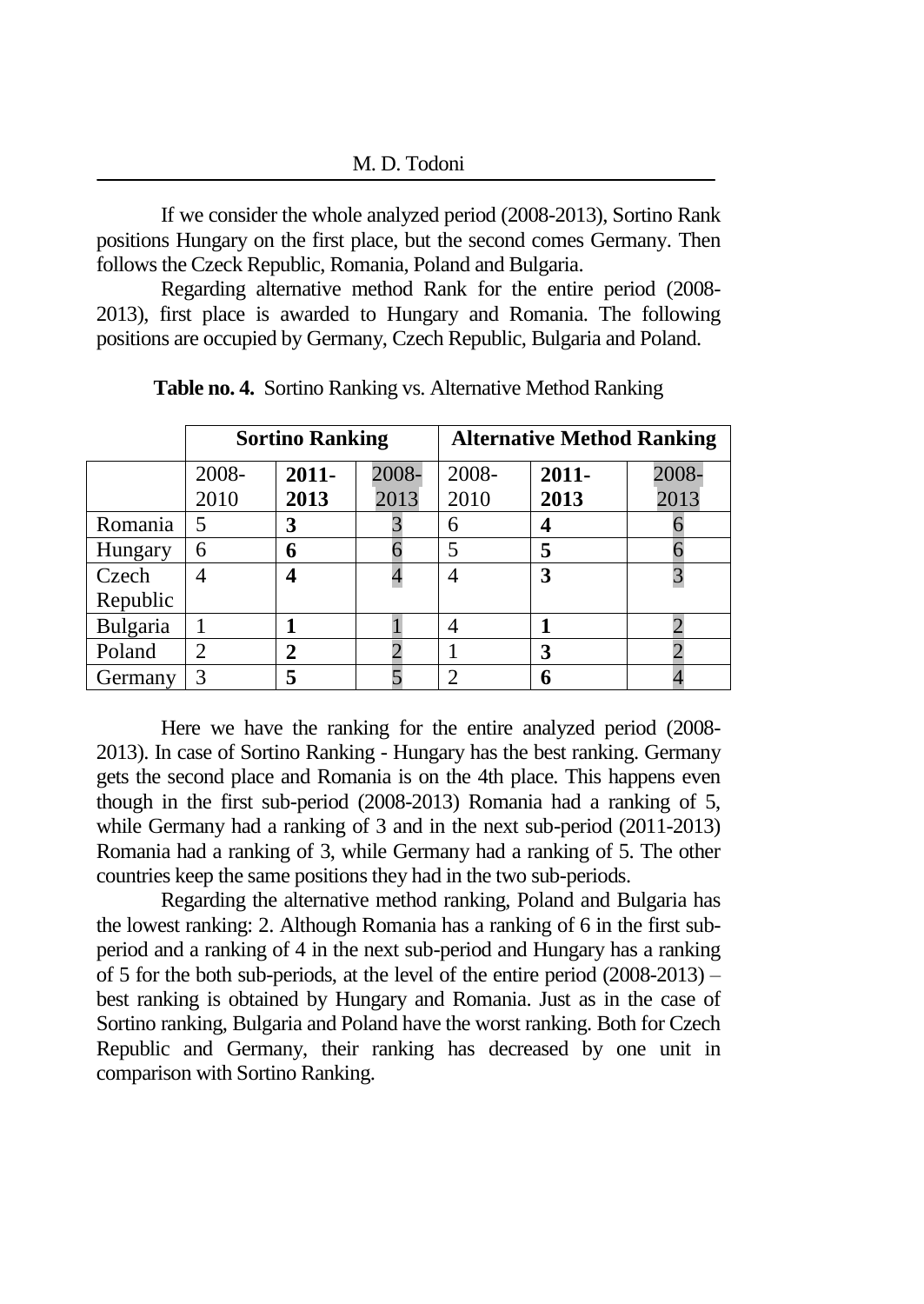If we consider the whole analyzed period (2008-2013), Sortino Rank positions Hungary on the first place, but the second comes Germany. Then follows the Czeck Republic, Romania, Poland and Bulgaria.

Regarding alternative method Rank for the entire period (2008-2013), first place is awarded to Hungary and Romania. The following positions are occupied by Germany, Czech Republic, Bulgaria and Poland.

**Table no. 4.** Sortino Ranking vs. Alternative Method Ranking

| | **Sortino Ranking** | | | **Alternative Method Ranking** | | |
|---|---|---|---|---|---|---|
| | 2008-2010 | **2011-2013** | 2008-2013 | 2008-2010 | **2011-2013** | 2008-2013 |
| Romania | 5 | **3** | 3 | 6 | **4** | 6 |
| Hungary | 6 | **6** | 6 | 5 | **5** | 6 |
| Czech Republic | 4 | **4** | 4 | 4 | **3** | 3 |
| Bulgaria | 1 | **1** | 1 | 4 | **1** | 2 |
| Poland | 2 | **2** | 2 | 1 | **3** | 2 |
| Germany | 3 | **5** | 5 | 2 | **6** | 4 |

Here we have the ranking for the entire analyzed period (2008-2013). In case of Sortino Ranking - Hungary has the best ranking. Germany gets the second place and Romania is on the 4th place. This happens even though in the first sub-period (2008-2013) Romania had a ranking of 5, while Germany had a ranking of 3 and in the next sub-period (2011-2013) Romania had a ranking of 3, while Germany had a ranking of 5. The other countries keep the same positions they had in the two sub-periods.

Regarding the alternative method ranking, Poland and Bulgaria has the lowest ranking: 2. Although Romania has a ranking of 6 in the first sub-period and a ranking of 4 in the next sub-period and Hungary has a ranking of 5 for the both sub-periods, at the level of the entire period (2008-2013) – best ranking is obtained by Hungary and Romania. Just as in the case of Sortino ranking, Bulgaria and Poland have the worst ranking. Both for Czech Republic and Germany, their ranking has decreased by one unit in comparison with Sortino Ranking.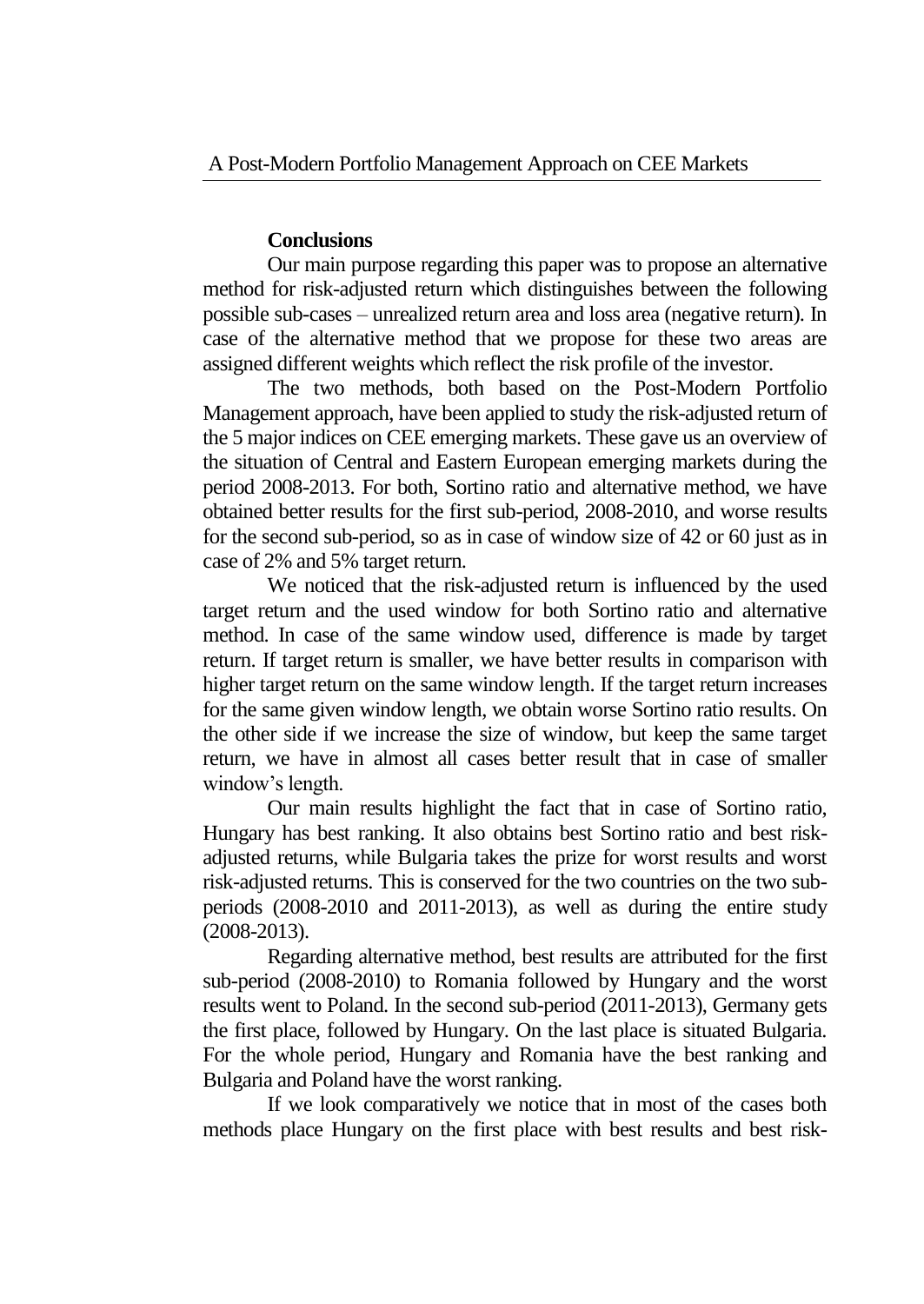## Conclusions

Our main purpose regarding this paper was to propose an alternative method for risk-adjusted return which distinguishes between the following possible sub-cases – unrealized return area and loss area (negative return). In case of the alternative method that we propose for these two areas are assigned different weights which reflect the risk profile of the investor.

The two methods, both based on the Post-Modern Portfolio Management approach, have been applied to study the risk-adjusted return of the 5 major indices on CEE emerging markets. These gave us an overview of the situation of Central and Eastern European emerging markets during the period 2008-2013. For both, Sortino ratio and alternative method, we have obtained better results for the first sub-period, 2008-2010, and worse results for the second sub-period, so as in case of window size of 42 or 60 just as in case of 2% and 5% target return.

We noticed that the risk-adjusted return is influenced by the used target return and the used window for both Sortino ratio and alternative method. In case of the same window used, difference is made by target return. If target return is smaller, we have better results in comparison with higher target return on the same window length. If the target return increases for the same given window length, we obtain worse Sortino ratio results. On the other side if we increase the size of window, but keep the same target return, we have in almost all cases better result that in case of smaller window's length.

Our main results highlight the fact that in case of Sortino ratio, Hungary has best ranking. It also obtains best Sortino ratio and best risk-adjusted returns, while Bulgaria takes the prize for worst results and worst risk-adjusted returns. This is conserved for the two countries on the two sub-periods (2008-2010 and 2011-2013), as well as during the entire study (2008-2013).

Regarding alternative method, best results are attributed for the first sub-period (2008-2010) to Romania followed by Hungary and the worst results went to Poland. In the second sub-period (2011-2013), Germany gets the first place, followed by Hungary. On the last place is situated Bulgaria. For the whole period, Hungary and Romania have the best ranking and Bulgaria and Poland have the worst ranking.

If we look comparatively we notice that in most of the cases both methods place Hungary on the first place with best results and best risk-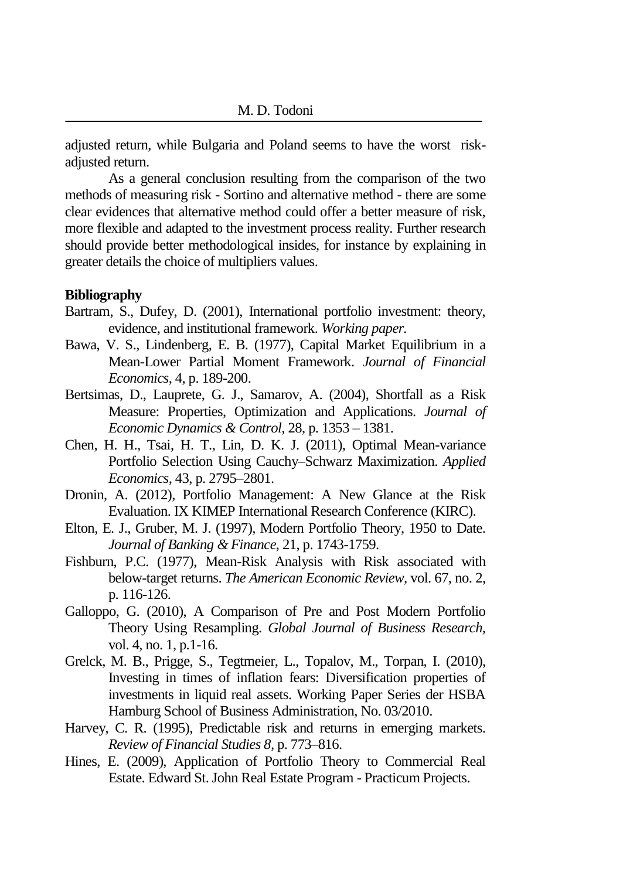adjusted return, while Bulgaria and Poland seems to have the worst risk-adjusted return.

As a general conclusion resulting from the comparison of the two methods of measuring risk - Sortino and alternative method - there are some clear evidences that alternative method could offer a better measure of risk, more flexible and adapted to the investment process reality. Further research should provide better methodological insides, for instance by explaining in greater details the choice of multipliers values.

## Bibliography

Bartram, S., Dufey, D. (2001), International portfolio investment: theory, evidence, and institutional framework. *Working paper.*

Bawa, V. S., Lindenberg, E. B. (1977), Capital Market Equilibrium in a Mean-Lower Partial Moment Framework. *Journal of Financial Economics*, 4, p. 189-200.

Bertsimas, D., Lauprete, G. J., Samarov, A. (2004), Shortfall as a Risk Measure: Properties, Optimization and Applications. *Journal of Economic Dynamics & Control*, 28, p. 1353 – 1381.

Chen, H. H., Tsai, H. T., Lin, D. K. J. (2011), Optimal Mean-variance Portfolio Selection Using Cauchy–Schwarz Maximization. *Applied Economics*, 43, p. 2795–2801.

Dronin, A. (2012), Portfolio Management: A New Glance at the Risk Evaluation. IX KIMEP International Research Conference (KIRC).

Elton, E. J., Gruber, M. J. (1997), Modern Portfolio Theory, 1950 to Date. *Journal of Banking & Finance*, 21, p. 1743-1759.

Fishburn, P.C. (1977), Mean-Risk Analysis with Risk associated with below-target returns. *The American Economic Review*, vol. 67, no. 2, p. 116-126.

Galloppo, G. (2010), A Comparison of Pre and Post Modern Portfolio Theory Using Resampling. *Global Journal of Business Research*, vol. 4, no. 1, p.1-16.

Grelck, M. B., Prigge, S., Tegtmeier, L., Topalov, M., Torpan, I. (2010), Investing in times of inflation fears: Diversification properties of investments in liquid real assets. Working Paper Series der HSBA Hamburg School of Business Administration, No. 03/2010.

Harvey, C. R. (1995), Predictable risk and returns in emerging markets. *Review of Financial Studies 8*, p. 773–816.

Hines, E. (2009), Application of Portfolio Theory to Commercial Real Estate. Edward St. John Real Estate Program - Practicum Projects.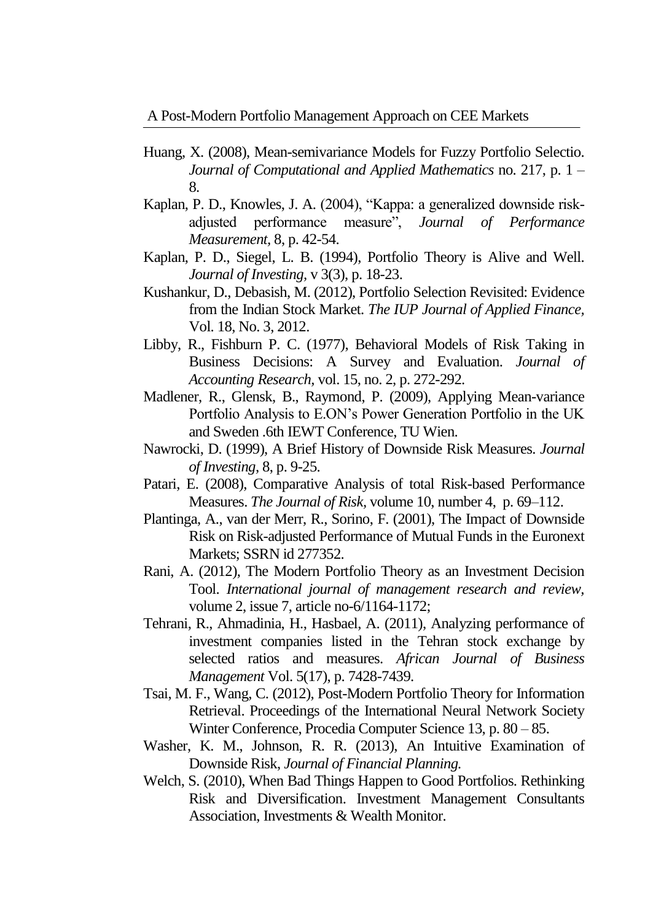Huang, X. (2008), Mean-semivariance Models for Fuzzy Portfolio Selectio. *Journal of Computational and Applied Mathematics* no. 217, p. 1 – 8.

Kaplan, P. D., Knowles, J. A. (2004), "Kappa: a generalized downside risk-adjusted performance measure", *Journal of Performance Measurement,* 8, p. 42-54.

Kaplan, P. D., Siegel, L. B. (1994), Portfolio Theory is Alive and Well. *Journal of Investing,* v 3(3), p. 18-23.

Kushankur, D., Debasish, M. (2012), Portfolio Selection Revisited: Evidence from the Indian Stock Market. *The IUP Journal of Applied Finance,* Vol. 18, No. 3, 2012.

Libby, R., Fishburn P. C. (1977), Behavioral Models of Risk Taking in Business Decisions: A Survey and Evaluation. *Journal of Accounting Research,* vol. 15, no. 2, p. 272-292.

Madlener, R., Glensk, B., Raymond, P. (2009), Applying Mean-variance Portfolio Analysis to E.ON's Power Generation Portfolio in the UK and Sweden .6th IEWT Conference, TU Wien.

Nawrocki, D. (1999), A Brief History of Downside Risk Measures. *Journal of Investing,* 8, p. 9-25.

Patari, E. (2008), Comparative Analysis of total Risk-based Performance Measures. *The Journal of Risk,* volume 10, number 4, p. 69–112.

Plantinga, A., van der Merr, R., Sorino, F. (2001), The Impact of Downside Risk on Risk-adjusted Performance of Mutual Funds in the Euronext Markets; SSRN id 277352.

Rani, A. (2012), The Modern Portfolio Theory as an Investment Decision Tool. *International journal of management research and review,* volume 2, issue 7, article no-6/1164-1172;

Tehrani, R., Ahmadinia, H., Hasbael, A. (2011), Analyzing performance of investment companies listed in the Tehran stock exchange by selected ratios and measures. *African Journal of Business Management* Vol. 5(17), p. 7428-7439.

Tsai, M. F., Wang, C. (2012), Post-Modern Portfolio Theory for Information Retrieval. Proceedings of the International Neural Network Society Winter Conference, Procedia Computer Science 13, p. 80 – 85.

Washer, K. M., Johnson, R. R. (2013), An Intuitive Examination of Downside Risk, *Journal of Financial Planning.*

Welch, S. (2010), When Bad Things Happen to Good Portfolios. Rethinking Risk and Diversification. Investment Management Consultants Association, Investments & Wealth Monitor.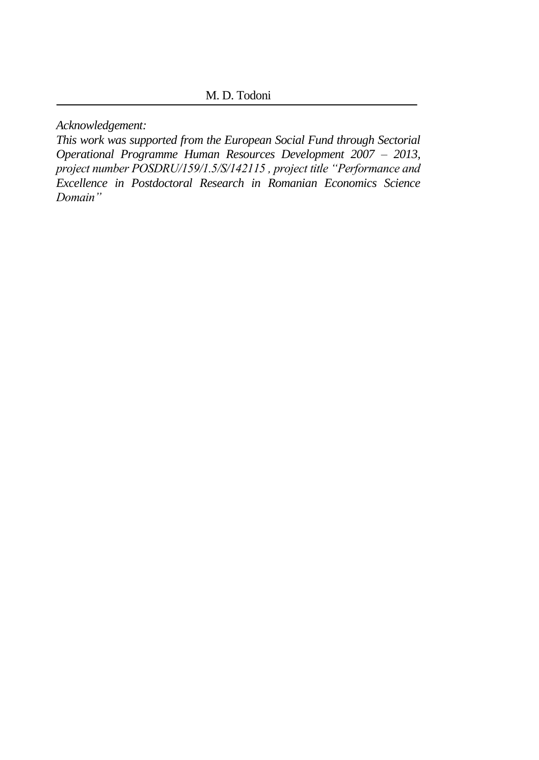*Acknowledgement:*

*This work was supported from the European Social Fund through Sectorial Operational Programme Human Resources Development 2007 – 2013, project number POSDRU/159/1.5/S/142115 , project title "Performance and Excellence in Postdoctoral Research in Romanian Economics Science Domain"*